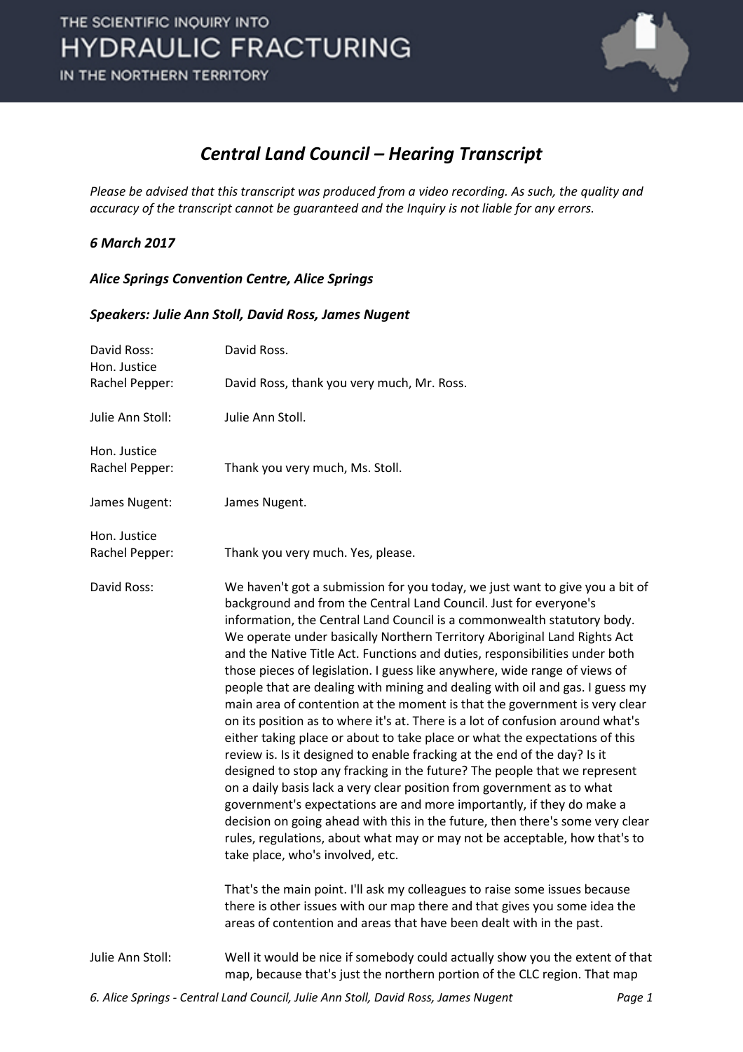# Central Land Council – Hearing Transcript

*Please be advised that this transcript was produced from a video recording. As such, the quality and accuracy of the transcript cannot be guaranteed and the Inquiry is not liable for any errors.*

***6 March 2017***

***Alice Springs Convention Centre, Alice Springs***

***Speakers: Julie Ann Stoll, David Ross, James Nugent***

| | |
|---|---|
| David Ross: | David Ross. |
| Hon. Justice Rachel Pepper: | David Ross, thank you very much, Mr. Ross. |
| Julie Ann Stoll: | Julie Ann Stoll. |
| Hon. Justice Rachel Pepper: | Thank you very much, Ms. Stoll. |
| James Nugent: | James Nugent. |
| Hon. Justice Rachel Pepper: | Thank you very much. Yes, please. |
| David Ross: | We haven't got a submission for you today, we just want to give you a bit of background and from the Central Land Council. Just for everyone's information, the Central Land Council is a commonwealth statutory body. We operate under basically Northern Territory Aboriginal Land Rights Act and the Native Title Act. Functions and duties, responsibilities under both those pieces of legislation. I guess like anywhere, wide range of views of people that are dealing with mining and dealing with oil and gas. I guess my main area of contention at the moment is that the government is very clear on its position as to where it's at. There is a lot of confusion around what's either taking place or about to take place or what the expectations of this review is. Is it designed to enable fracking at the end of the day? Is it designed to stop any fracking in the future? The people that we represent on a daily basis lack a very clear position from government as to what government's expectations are and more importantly, if they do make a decision on going ahead with this in the future, then there's some very clear rules, regulations, about what may or may not be acceptable, how that's to take place, who's involved, etc.<br><br>That's the main point. I'll ask my colleagues to raise some issues because there is other issues with our map there and that gives you some idea the areas of contention and areas that have been dealt with in the past. |
| Julie Ann Stoll: | Well it would be nice if somebody could actually show you the extent of that map, because that's just the northern portion of the CLC region. That map |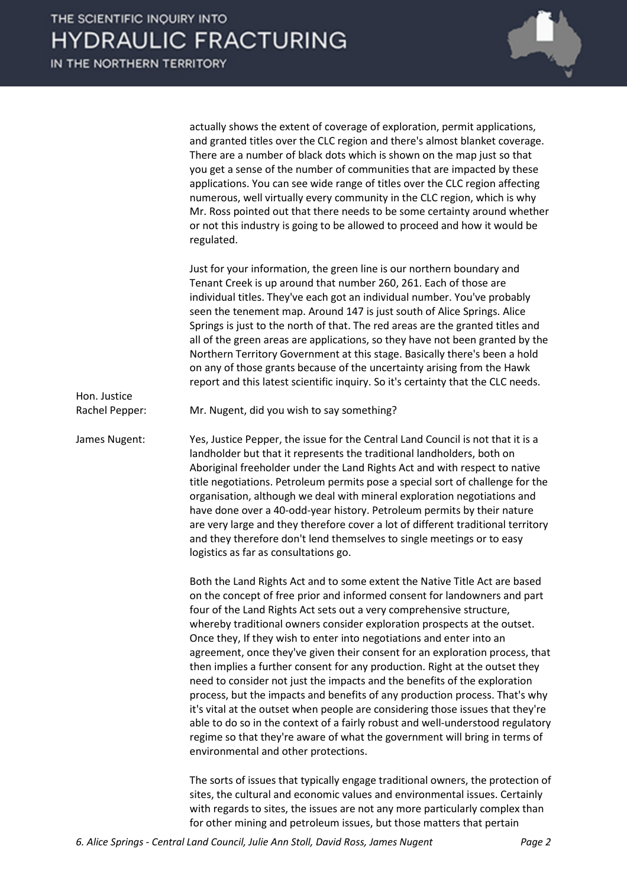actually shows the extent of coverage of exploration, permit applications, and granted titles over the CLC region and there's almost blanket coverage. There are a number of black dots which is shown on the map just so that you get a sense of the number of communities that are impacted by these applications. You can see wide range of titles over the CLC region affecting numerous, well virtually every community in the CLC region, which is why Mr. Ross pointed out that there needs to be some certainty around whether or not this industry is going to be allowed to proceed and how it would be regulated.

Just for your information, the green line is our northern boundary and Tenant Creek is up around that number 260, 261. Each of those are individual titles. They've each got an individual number. You've probably seen the tenement map. Around 147 is just south of Alice Springs. Alice Springs is just to the north of that. The red areas are the granted titles and all of the green areas are applications, so they have not been granted by the Northern Territory Government at this stage. Basically there's been a hold on any of those grants because of the uncertainty arising from the Hawk report and this latest scientific inquiry. So it's certainty that the CLC needs.

Hon. Justice Rachel Pepper: Mr. Nugent, did you wish to say something?

James Nugent: Yes, Justice Pepper, the issue for the Central Land Council is not that it is a landholder but that it represents the traditional landholders, both on Aboriginal freeholder under the Land Rights Act and with respect to native title negotiations. Petroleum permits pose a special sort of challenge for the organisation, although we deal with mineral exploration negotiations and have done over a 40-odd-year history. Petroleum permits by their nature are very large and they therefore cover a lot of different traditional territory and they therefore don't lend themselves to single meetings or to easy logistics as far as consultations go.

Both the Land Rights Act and to some extent the Native Title Act are based on the concept of free prior and informed consent for landowners and part four of the Land Rights Act sets out a very comprehensive structure, whereby traditional owners consider exploration prospects at the outset. Once they, If they wish to enter into negotiations and enter into an agreement, once they've given their consent for an exploration process, that then implies a further consent for any production. Right at the outset they need to consider not just the impacts and the benefits of the exploration process, but the impacts and benefits of any production process. That's why it's vital at the outset when people are considering those issues that they're able to do so in the context of a fairly robust and well-understood regulatory regime so that they're aware of what the government will bring in terms of environmental and other protections.

The sorts of issues that typically engage traditional owners, the protection of sites, the cultural and economic values and environmental issues. Certainly with regards to sites, the issues are not any more particularly complex than for other mining and petroleum issues, but those matters that pertain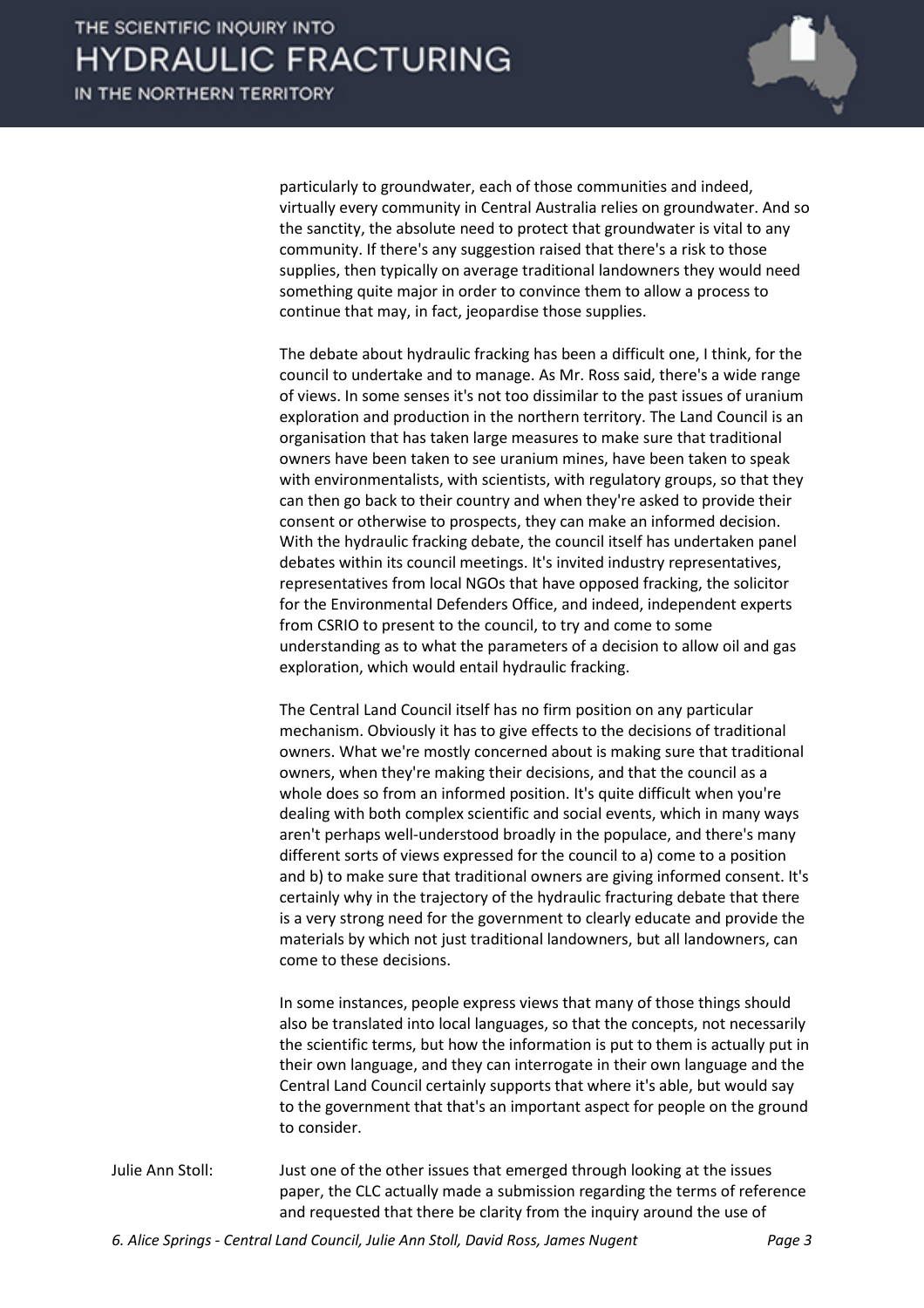particularly to groundwater, each of those communities and indeed, virtually every community in Central Australia relies on groundwater. And so the sanctity, the absolute need to protect that groundwater is vital to any community. If there's any suggestion raised that there's a risk to those supplies, then typically on average traditional landowners they would need something quite major in order to convince them to allow a process to continue that may, in fact, jeopardise those supplies.

The debate about hydraulic fracking has been a difficult one, I think, for the council to undertake and to manage. As Mr. Ross said, there's a wide range of views. In some senses it's not too dissimilar to the past issues of uranium exploration and production in the northern territory. The Land Council is an organisation that has taken large measures to make sure that traditional owners have been taken to see uranium mines, have been taken to speak with environmentalists, with scientists, with regulatory groups, so that they can then go back to their country and when they're asked to provide their consent or otherwise to prospects, they can make an informed decision. With the hydraulic fracking debate, the council itself has undertaken panel debates within its council meetings. It's invited industry representatives, representatives from local NGOs that have opposed fracking, the solicitor for the Environmental Defenders Office, and indeed, independent experts from CSRIO to present to the council, to try and come to some understanding as to what the parameters of a decision to allow oil and gas exploration, which would entail hydraulic fracking.

The Central Land Council itself has no firm position on any particular mechanism. Obviously it has to give effects to the decisions of traditional owners. What we're mostly concerned about is making sure that traditional owners, when they're making their decisions, and that the council as a whole does so from an informed position. It's quite difficult when you're dealing with both complex scientific and social events, which in many ways aren't perhaps well-understood broadly in the populace, and there's many different sorts of views expressed for the council to a) come to a position and b) to make sure that traditional owners are giving informed consent. It's certainly why in the trajectory of the hydraulic fracturing debate that there is a very strong need for the government to clearly educate and provide the materials by which not just traditional landowners, but all landowners, can come to these decisions.

In some instances, people express views that many of those things should also be translated into local languages, so that the concepts, not necessarily the scientific terms, but how the information is put to them is actually put in their own language, and they can interrogate in their own language and the Central Land Council certainly supports that where it's able, but would say to the government that that's an important aspect for people on the ground to consider.

Julie Ann Stoll: Just one of the other issues that emerged through looking at the issues paper, the CLC actually made a submission regarding the terms of reference and requested that there be clarity from the inquiry around the use of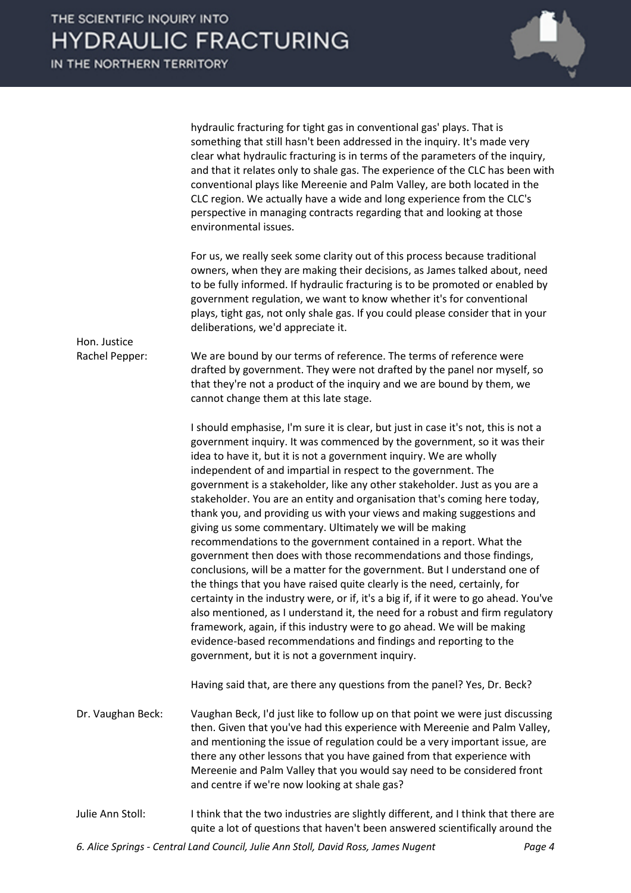hydraulic fracturing for tight gas in conventional gas' plays. That is something that still hasn't been addressed in the inquiry. It's made very clear what hydraulic fracturing is in terms of the parameters of the inquiry, and that it relates only to shale gas. The experience of the CLC has been with conventional plays like Mereenie and Palm Valley, are both located in the CLC region. We actually have a wide and long experience from the CLC's perspective in managing contracts regarding that and looking at those environmental issues.

For us, we really seek some clarity out of this process because traditional owners, when they are making their decisions, as James talked about, need to be fully informed. If hydraulic fracturing is to be promoted or enabled by government regulation, we want to know whether it's for conventional plays, tight gas, not only shale gas. If you could please consider that in your deliberations, we'd appreciate it.

**Hon. Justice Rachel Pepper:** We are bound by our terms of reference. The terms of reference were drafted by government. They were not drafted by the panel nor myself, so that they're not a product of the inquiry and we are bound by them, we cannot change them at this late stage.

I should emphasise, I'm sure it is clear, but just in case it's not, this is not a government inquiry. It was commenced by the government, so it was their idea to have it, but it is not a government inquiry. We are wholly independent of and impartial in respect to the government. The government is a stakeholder, like any other stakeholder. Just as you are a stakeholder. You are an entity and organisation that's coming here today, thank you, and providing us with your views and making suggestions and giving us some commentary. Ultimately we will be making recommendations to the government contained in a report. What the government then does with those recommendations and those findings, conclusions, will be a matter for the government. But I understand one of the things that you have raised quite clearly is the need, certainly, for certainty in the industry were, or if, it's a big if, if it were to go ahead. You've also mentioned, as I understand it, the need for a robust and firm regulatory framework, again, if this industry were to go ahead. We will be making evidence-based recommendations and findings and reporting to the government, but it is not a government inquiry.

Having said that, are there any questions from the panel? Yes, Dr. Beck?

**Dr. Vaughan Beck:** Vaughan Beck, I'd just like to follow up on that point we were just discussing then. Given that you've had this experience with Mereenie and Palm Valley, and mentioning the issue of regulation could be a very important issue, are there any other lessons that you have gained from that experience with Mereenie and Palm Valley that you would say need to be considered front and centre if we're now looking at shale gas?

**Julie Ann Stoll:** I think that the two industries are slightly different, and I think that there are quite a lot of questions that haven't been answered scientifically around the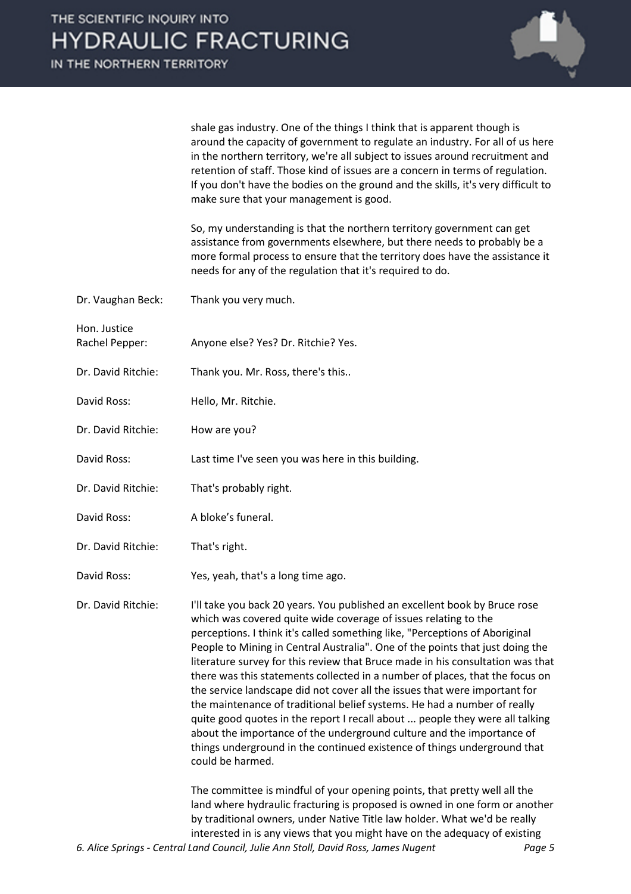shale gas industry. One of the things I think that is apparent though is around the capacity of government to regulate an industry. For all of us here in the northern territory, we're all subject to issues around recruitment and retention of staff. Those kind of issues are a concern in terms of regulation. If you don't have the bodies on the ground and the skills, it's very difficult to make sure that your management is good.

So, my understanding is that the northern territory government can get assistance from governments elsewhere, but there needs to probably be a more formal process to ensure that the territory does have the assistance it needs for any of the regulation that it's required to do.

Dr. Vaughan Beck: Thank you very much.

Hon. Justice Rachel Pepper: Anyone else? Yes? Dr. Ritchie? Yes.

Dr. David Ritchie: Thank you. Mr. Ross, there's this..

David Ross: Hello, Mr. Ritchie.

Dr. David Ritchie: How are you?

David Ross: Last time I've seen you was here in this building.

Dr. David Ritchie: That's probably right.

David Ross: A bloke's funeral.

Dr. David Ritchie: That's right.

David Ross: Yes, yeah, that's a long time ago.

Dr. David Ritchie: I'll take you back 20 years. You published an excellent book by Bruce rose which was covered quite wide coverage of issues relating to the perceptions. I think it's called something like, "Perceptions of Aboriginal People to Mining in Central Australia". One of the points that just doing the literature survey for this review that Bruce made in his consultation was that there was this statements collected in a number of places, that the focus on the service landscape did not cover all the issues that were important for the maintenance of traditional belief systems. He had a number of really quite good quotes in the report I recall about ... people they were all talking about the importance of the underground culture and the importance of things underground in the continued existence of things underground that could be harmed.

The committee is mindful of your opening points, that pretty well all the land where hydraulic fracturing is proposed is owned in one form or another by traditional owners, under Native Title law holder. What we'd be really interested in is any views that you might have on the adequacy of existing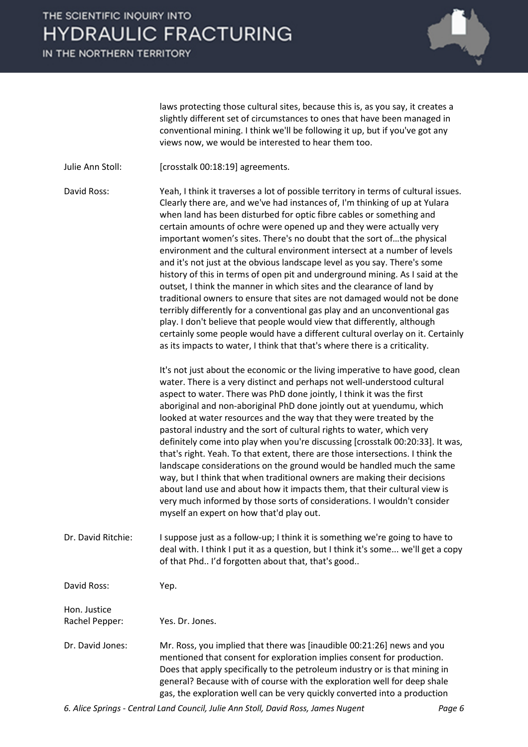laws protecting those cultural sites, because this is, as you say, it creates a slightly different set of circumstances to ones that have been managed in conventional mining. I think we'll be following it up, but if you've got any views now, we would be interested to hear them too.

**Julie Ann Stoll:** [crosstalk 00:18:19] agreements.

**David Ross:** Yeah, I think it traverses a lot of possible territory in terms of cultural issues. Clearly there are, and we've had instances of, I'm thinking of up at Yulara when land has been disturbed for optic fibre cables or something and certain amounts of ochre were opened up and they were actually very important women's sites. There's no doubt that the sort of…the physical environment and the cultural environment intersect at a number of levels and it's not just at the obvious landscape level as you say. There's some history of this in terms of open pit and underground mining. As I said at the outset, I think the manner in which sites and the clearance of land by traditional owners to ensure that sites are not damaged would not be done terribly differently for a conventional gas play and an unconventional gas play. I don't believe that people would view that differently, although certainly some people would have a different cultural overlay on it. Certainly as its impacts to water, I think that that's where there is a criticality.

It's not just about the economic or the living imperative to have good, clean water. There is a very distinct and perhaps not well-understood cultural aspect to water. There was PhD done jointly, I think it was the first aboriginal and non-aboriginal PhD done jointly out at yuendumu, which looked at water resources and the way that they were treated by the pastoral industry and the sort of cultural rights to water, which very definitely come into play when you're discussing [crosstalk 00:20:33]. It was, that's right. Yeah. To that extent, there are those intersections. I think the landscape considerations on the ground would be handled much the same way, but I think that when traditional owners are making their decisions about land use and about how it impacts them, that their cultural view is very much informed by those sorts of considerations. I wouldn't consider myself an expert on how that'd play out.

**Dr. David Ritchie:** I suppose just as a follow-up; I think it is something we're going to have to deal with. I think I put it as a question, but I think it's some... we'll get a copy of that Phd.. I'd forgotten about that, that's good..

**David Ross:** Yep.

**Hon. Justice Rachel Pepper:** Yes. Dr. Jones.

**Dr. David Jones:** Mr. Ross, you implied that there was [inaudible 00:21:26] news and you mentioned that consent for exploration implies consent for production. Does that apply specifically to the petroleum industry or is that mining in general? Because with of course with the exploration well for deep shale gas, the exploration well can be very quickly converted into a production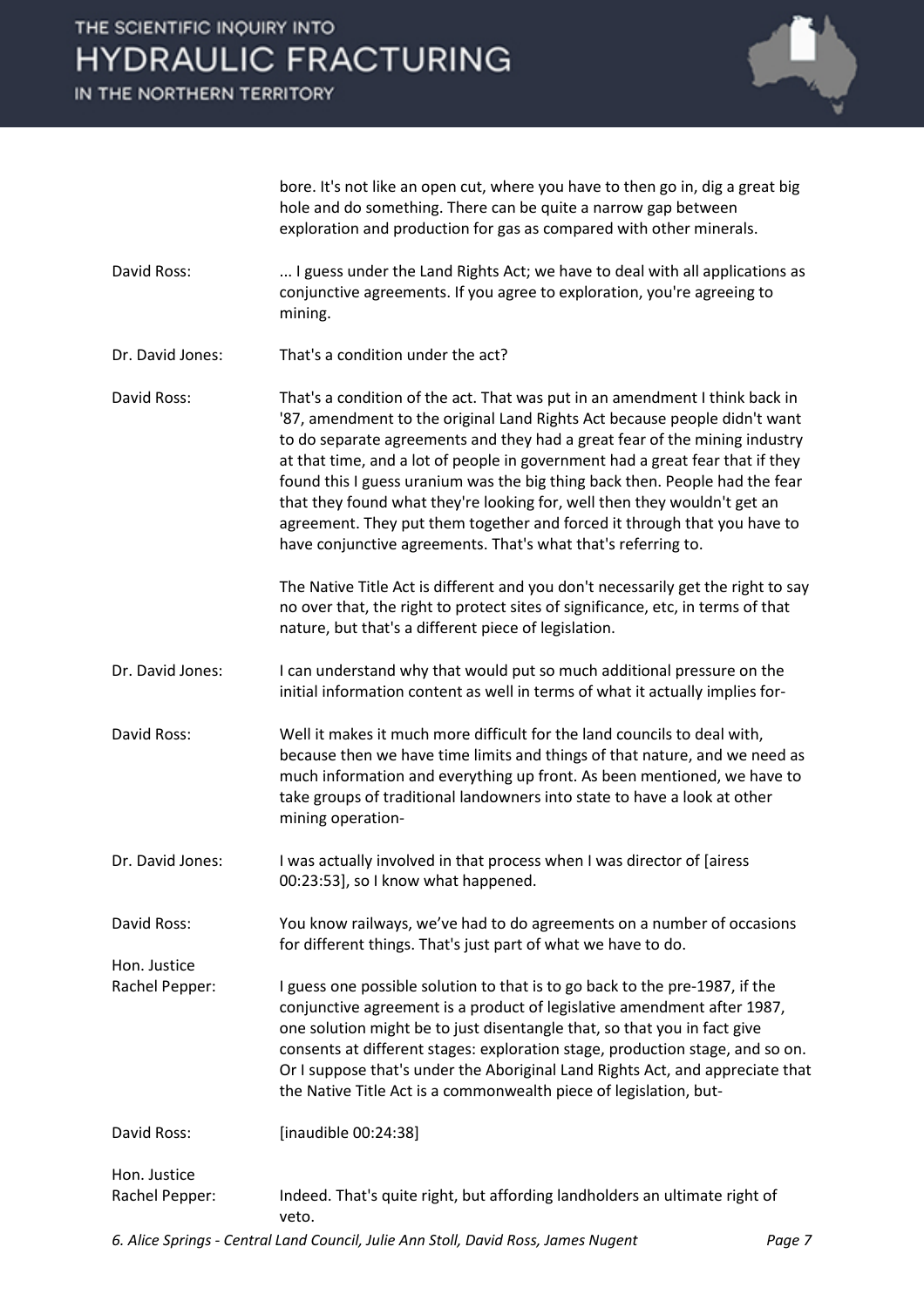bore. It's not like an open cut, where you have to then go in, dig a great big hole and do something. There can be quite a narrow gap between exploration and production for gas as compared with other minerals.

**David Ross:** ... I guess under the Land Rights Act; we have to deal with all applications as conjunctive agreements. If you agree to exploration, you're agreeing to mining.

**Dr. David Jones:** That's a condition under the act?

**David Ross:** That's a condition of the act. That was put in an amendment I think back in '87, amendment to the original Land Rights Act because people didn't want to do separate agreements and they had a great fear of the mining industry at that time, and a lot of people in government had a great fear that if they found this I guess uranium was the big thing back then. People had the fear that they found what they're looking for, well then they wouldn't get an agreement. They put them together and forced it through that you have to have conjunctive agreements. That's what that's referring to.

The Native Title Act is different and you don't necessarily get the right to say no over that, the right to protect sites of significance, etc, in terms of that nature, but that's a different piece of legislation.

**Dr. David Jones:** I can understand why that would put so much additional pressure on the initial information content as well in terms of what it actually implies for-

**David Ross:** Well it makes it much more difficult for the land councils to deal with, because then we have time limits and things of that nature, and we need as much information and everything up front. As been mentioned, we have to take groups of traditional landowners into state to have a look at other mining operation-

**Dr. David Jones:** I was actually involved in that process when I was director of [airess 00:23:53], so I know what happened.

**David Ross:** You know railways, we've had to do agreements on a number of occasions for different things. That's just part of what we have to do.

**Hon. Justice Rachel Pepper:** I guess one possible solution to that is to go back to the pre-1987, if the conjunctive agreement is a product of legislative amendment after 1987, one solution might be to just disentangle that, so that you in fact give consents at different stages: exploration stage, production stage, and so on. Or I suppose that's under the Aboriginal Land Rights Act, and appreciate that the Native Title Act is a commonwealth piece of legislation, but-

**David Ross:** [inaudible 00:24:38]

**Hon. Justice Rachel Pepper:** Indeed. That's quite right, but affording landholders an ultimate right of veto.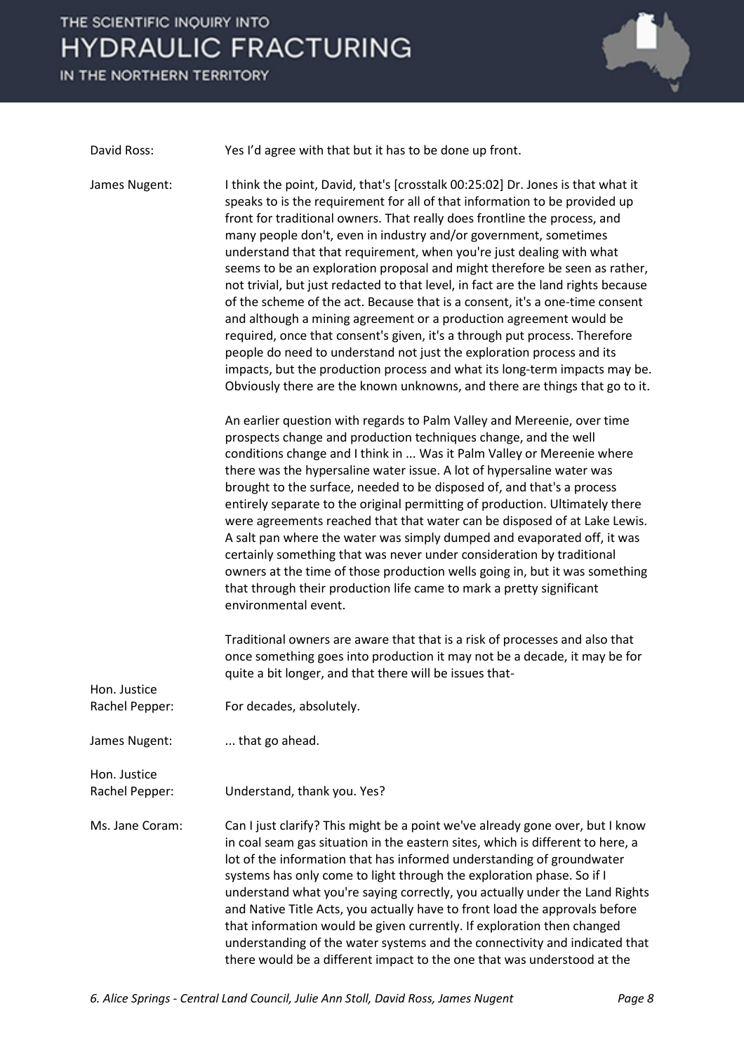**David Ross:** Yes I'd agree with that but it has to be done up front.

**James Nugent:** I think the point, David, that's [crosstalk 00:25:02] Dr. Jones is that what it speaks to is the requirement for all of that information to be provided up front for traditional owners. That really does frontline the process, and many people don't, even in industry and/or government, sometimes understand that that requirement, when you're just dealing with what seems to be an exploration proposal and might therefore be seen as rather, not trivial, but just redacted to that level, in fact are the land rights because of the scheme of the act. Because that is a consent, it's a one-time consent and although a mining agreement or a production agreement would be required, once that consent's given, it's a through put process. Therefore people do need to understand not just the exploration process and its impacts, but the production process and what its long-term impacts may be. Obviously there are the known unknowns, and there are things that go to it.

An earlier question with regards to Palm Valley and Mereenie, over time prospects change and production techniques change, and the well conditions change and I think in ... Was it Palm Valley or Mereenie where there was the hypersaline water issue. A lot of hypersaline water was brought to the surface, needed to be disposed of, and that's a process entirely separate to the original permitting of production. Ultimately there were agreements reached that that water can be disposed of at Lake Lewis. A salt pan where the water was simply dumped and evaporated off, it was certainly something that was never under consideration by traditional owners at the time of those production wells going in, but it was something that through their production life came to mark a pretty significant environmental event.

Traditional owners are aware that that is a risk of processes and also that once something goes into production it may not be a decade, it may be for quite a bit longer, and that there will be issues that-

**Hon. Justice Rachel Pepper:** For decades, absolutely.

**James Nugent:** ... that go ahead.

**Hon. Justice Rachel Pepper:** Understand, thank you. Yes?

**Ms. Jane Coram:** Can I just clarify? This might be a point we've already gone over, but I know in coal seam gas situation in the eastern sites, which is different to here, a lot of the information that has informed understanding of groundwater systems has only come to light through the exploration phase. So if I understand what you're saying correctly, you actually under the Land Rights and Native Title Acts, you actually have to front load the approvals before that information would be given currently. If exploration then changed understanding of the water systems and the connectivity and indicated that there would be a different impact to the one that was understood at the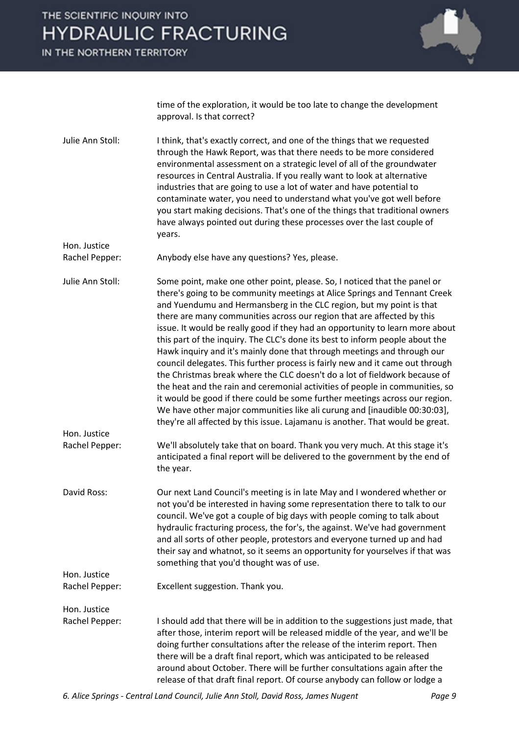time of the exploration, it would be too late to change the development approval. Is that correct?

**Julie Ann Stoll:** I think, that's exactly correct, and one of the things that we requested through the Hawk Report, was that there needs to be more considered environmental assessment on a strategic level of all of the groundwater resources in Central Australia. If you really want to look at alternative industries that are going to use a lot of water and have potential to contaminate water, you need to understand what you've got well before you start making decisions. That's one of the things that traditional owners have always pointed out during these processes over the last couple of years.

**Hon. Justice Rachel Pepper:** Anybody else have any questions? Yes, please.

**Julie Ann Stoll:** Some point, make one other point, please. So, I noticed that the panel or there's going to be community meetings at Alice Springs and Tennant Creek and Yuendumu and Hermansberg in the CLC region, but my point is that there are many communities across our region that are affected by this issue. It would be really good if they had an opportunity to learn more about this part of the inquiry. The CLC's done its best to inform people about the Hawk inquiry and it's mainly done that through meetings and through our council delegates. This further process is fairly new and it came out through the Christmas break where the CLC doesn't do a lot of fieldwork because of the heat and the rain and ceremonial activities of people in communities, so it would be good if there could be some further meetings across our region. We have other major communities like ali curung and [inaudible 00:30:03], they're all affected by this issue. Lajamanu is another. That would be great.

**Hon. Justice Rachel Pepper:** We'll absolutely take that on board. Thank you very much. At this stage it's anticipated a final report will be delivered to the government by the end of the year.

**David Ross:** Our next Land Council's meeting is in late May and I wondered whether or not you'd be interested in having some representation there to talk to our council. We've got a couple of big days with people coming to talk about hydraulic fracturing process, the for's, the against. We've had government and all sorts of other people, protestors and everyone turned up and had their say and whatnot, so it seems an opportunity for yourselves if that was something that you'd thought was of use.

**Hon. Justice Rachel Pepper:** Excellent suggestion. Thank you.

**Hon. Justice Rachel Pepper:** I should add that there will be in addition to the suggestions just made, that after those, interim report will be released middle of the year, and we'll be doing further consultations after the release of the interim report. Then there will be a draft final report, which was anticipated to be released around about October. There will be further consultations again after the release of that draft final report. Of course anybody can follow or lodge a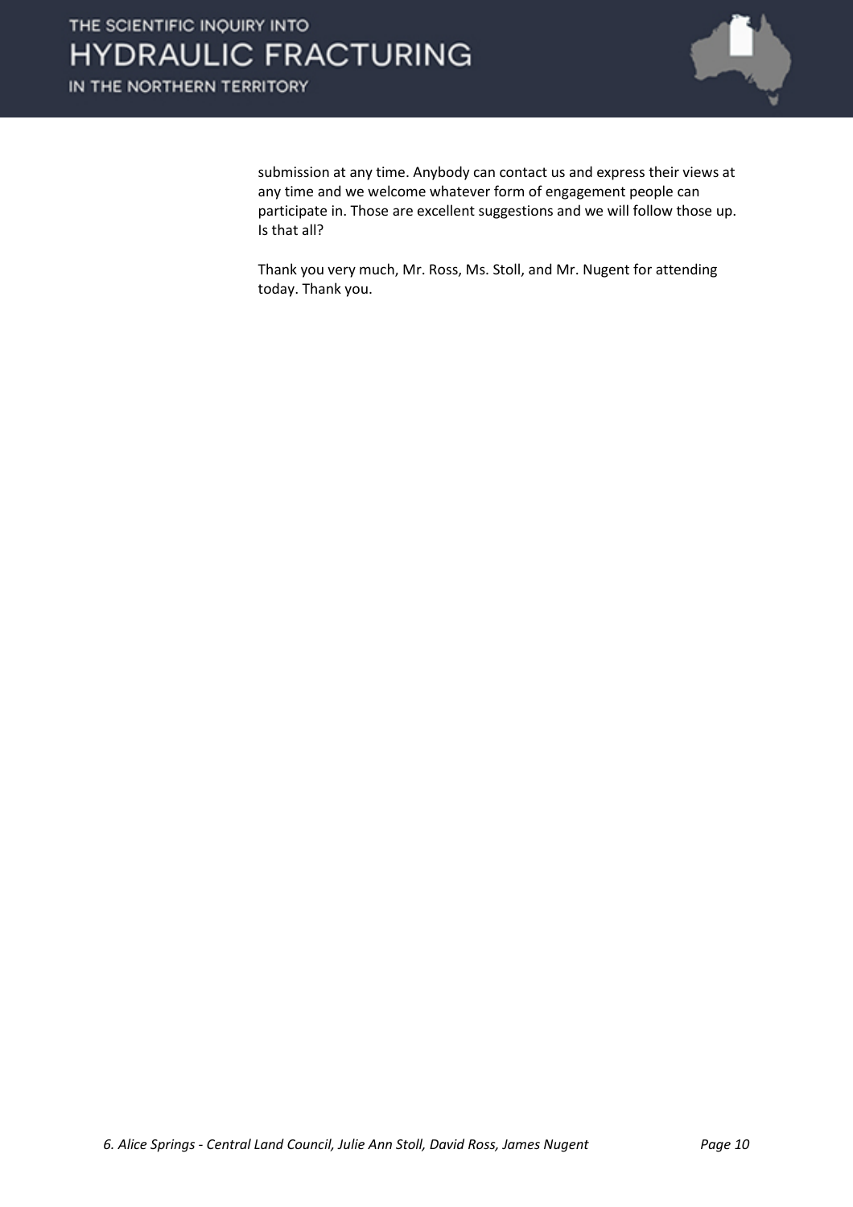submission at any time. Anybody can contact us and express their views at any time and we welcome whatever form of engagement people can participate in. Those are excellent suggestions and we will follow those up. Is that all?

Thank you very much, Mr. Ross, Ms. Stoll, and Mr. Nugent for attending today. Thank you.